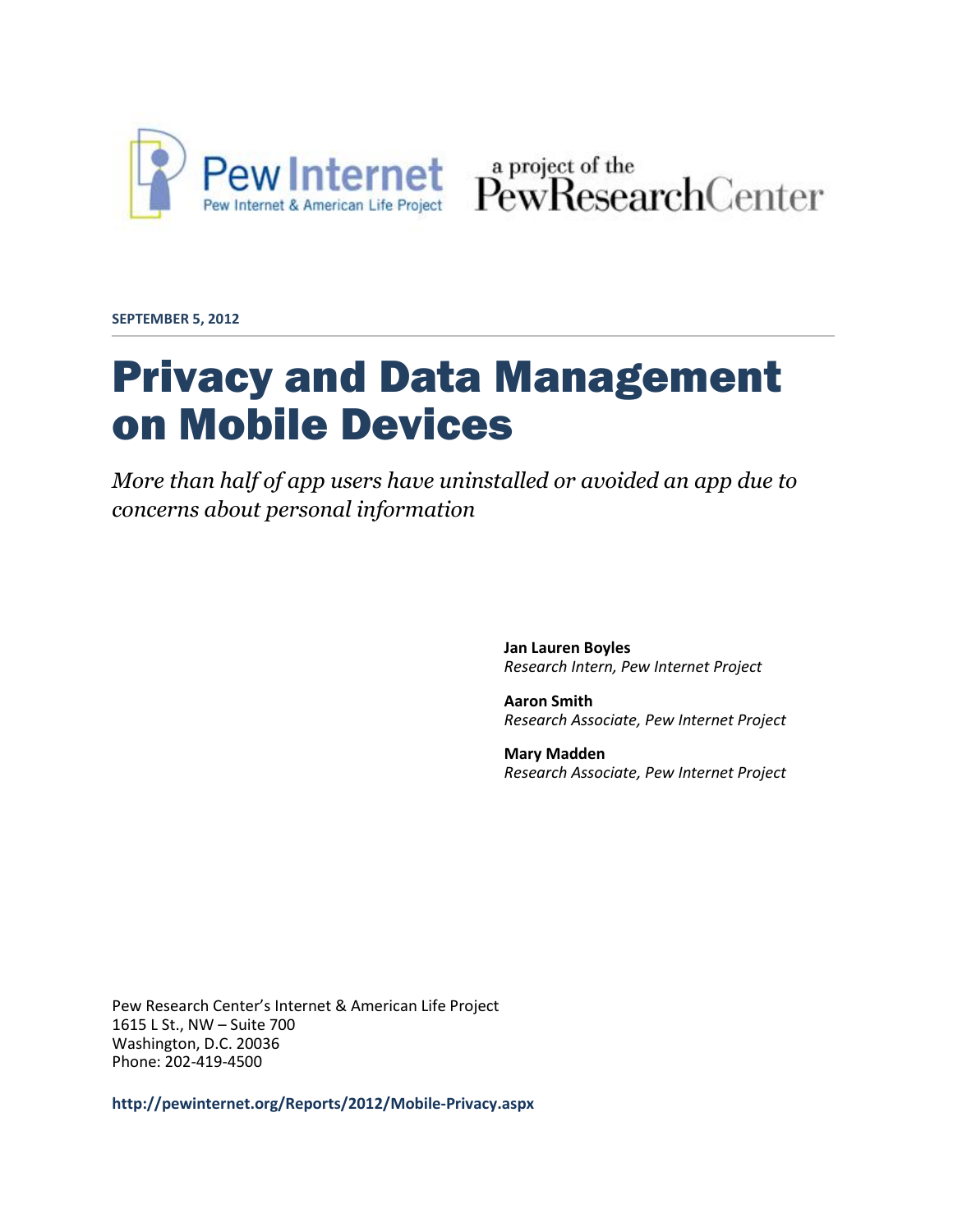Pew Internet
Pew Internet & American Life Project

a project of the PewResearchCenter

**SEPTEMBER 5, 2012**

# Privacy and Data Management on Mobile Devices

*More than half of app users have uninstalled or avoided an app due to concerns about personal information*

**Jan Lauren Boyles**
*Research Intern, Pew Internet Project*

**Aaron Smith**
*Research Associate, Pew Internet Project*

**Mary Madden**
*Research Associate, Pew Internet Project*

Pew Research Center's Internet & American Life Project
1615 L St., NW – Suite 700
Washington, D.C. 20036
Phone: 202-419-4500

**http://pewinternet.org/Reports/2012/Mobile-Privacy.aspx**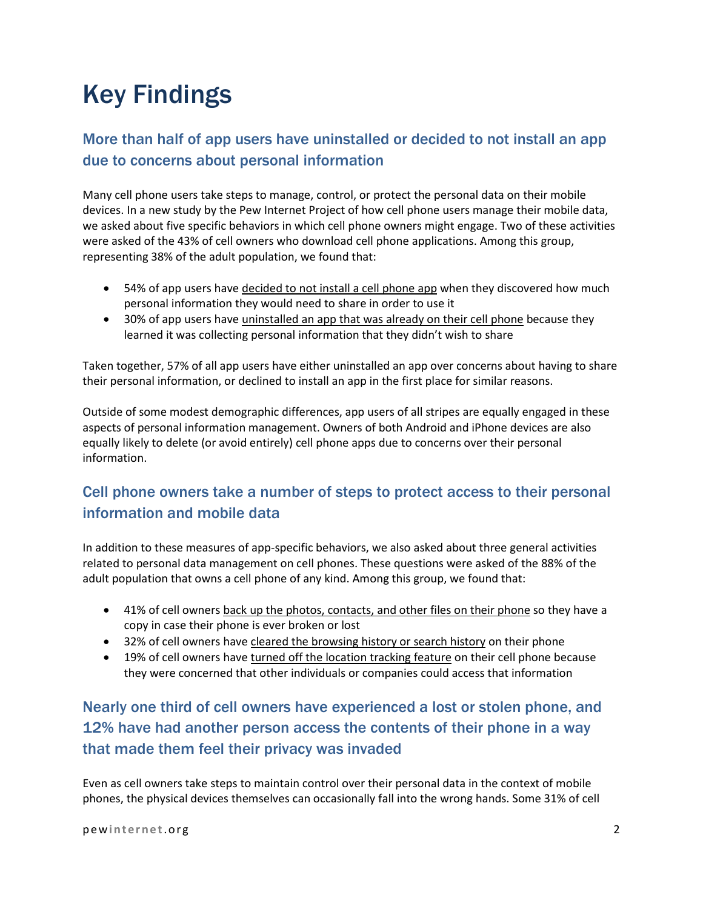# Key Findings

## More than half of app users have uninstalled or decided to not install an app due to concerns about personal information

Many cell phone users take steps to manage, control, or protect the personal data on their mobile devices. In a new study by the Pew Internet Project of how cell phone users manage their mobile data, we asked about five specific behaviors in which cell phone owners might engage. Two of these activities were asked of the 43% of cell owners who download cell phone applications. Among this group, representing 38% of the adult population, we found that:

- 54% of app users have decided to not install a cell phone app when they discovered how much personal information they would need to share in order to use it
- 30% of app users have uninstalled an app that was already on their cell phone because they learned it was collecting personal information that they didn't wish to share

Taken together, 57% of all app users have either uninstalled an app over concerns about having to share their personal information, or declined to install an app in the first place for similar reasons.

Outside of some modest demographic differences, app users of all stripes are equally engaged in these aspects of personal information management. Owners of both Android and iPhone devices are also equally likely to delete (or avoid entirely) cell phone apps due to concerns over their personal information.

## Cell phone owners take a number of steps to protect access to their personal information and mobile data

In addition to these measures of app-specific behaviors, we also asked about three general activities related to personal data management on cell phones. These questions were asked of the 88% of the adult population that owns a cell phone of any kind. Among this group, we found that:

- 41% of cell owners back up the photos, contacts, and other files on their phone so they have a copy in case their phone is ever broken or lost
- 32% of cell owners have cleared the browsing history or search history on their phone
- 19% of cell owners have turned off the location tracking feature on their cell phone because they were concerned that other individuals or companies could access that information

## Nearly one third of cell owners have experienced a lost or stolen phone, and 12% have had another person access the contents of their phone in a way that made them feel their privacy was invaded

Even as cell owners take steps to maintain control over their personal data in the context of mobile phones, the physical devices themselves can occasionally fall into the wrong hands. Some 31% of cell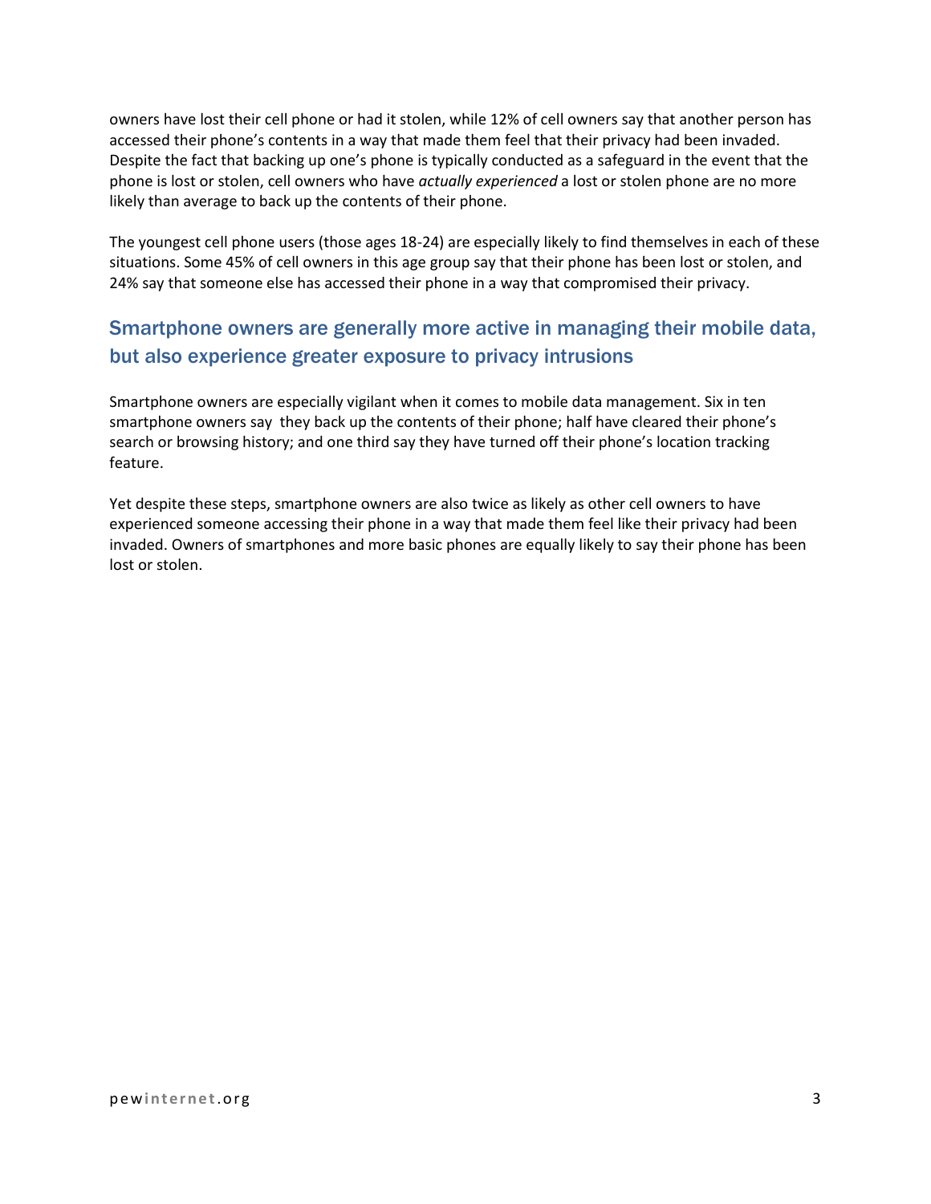owners have lost their cell phone or had it stolen, while 12% of cell owners say that another person has accessed their phone's contents in a way that made them feel that their privacy had been invaded. Despite the fact that backing up one's phone is typically conducted as a safeguard in the event that the phone is lost or stolen, cell owners who have *actually experienced* a lost or stolen phone are no more likely than average to back up the contents of their phone.

The youngest cell phone users (those ages 18-24) are especially likely to find themselves in each of these situations. Some 45% of cell owners in this age group say that their phone has been lost or stolen, and 24% say that someone else has accessed their phone in a way that compromised their privacy.

## Smartphone owners are generally more active in managing their mobile data, but also experience greater exposure to privacy intrusions

Smartphone owners are especially vigilant when it comes to mobile data management. Six in ten smartphone owners say they back up the contents of their phone; half have cleared their phone's search or browsing history; and one third say they have turned off their phone's location tracking feature.

Yet despite these steps, smartphone owners are also twice as likely as other cell owners to have experienced someone accessing their phone in a way that made them feel like their privacy had been invaded. Owners of smartphones and more basic phones are equally likely to say their phone has been lost or stolen.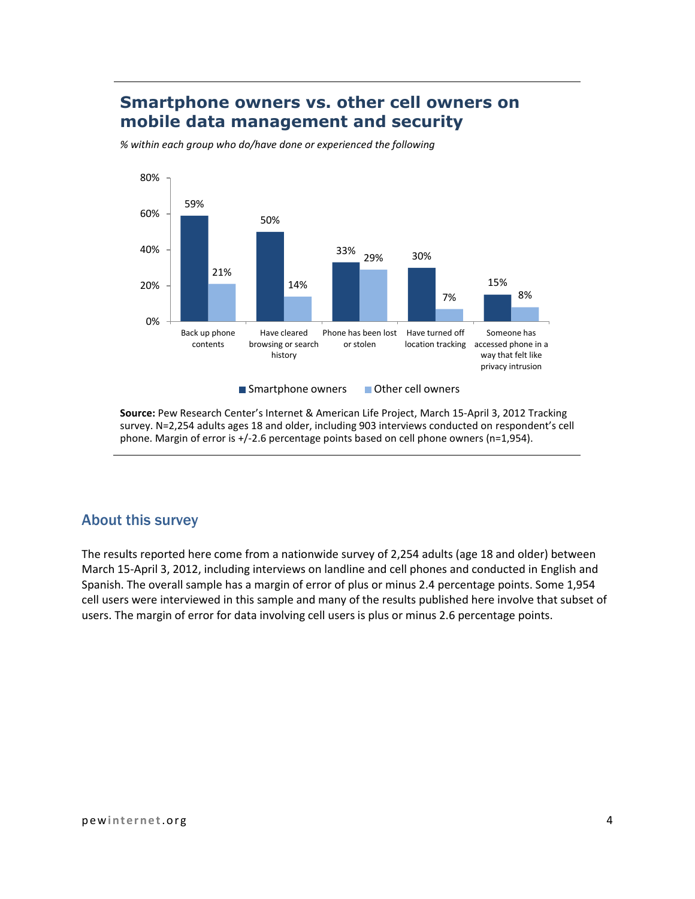## Smartphone owners vs. other cell owners on mobile data management and security

*% within each group who do/have done or experienced the following*

| | Smartphone owners | Other cell owners |
|---|---|---|
| Back up phone contents | 59% | 21% |
| Have cleared browsing or search history | 50% | 14% |
| Phone has been lost or stolen | 33% | 29% |
| Have turned off location tracking | 30% | 7% |
| Someone has accessed phone in a way that felt like privacy intrusion | 15% | 8% |

**Source:** Pew Research Center's Internet & American Life Project, March 15-April 3, 2012 Tracking survey. N=2,254 adults ages 18 and older, including 903 interviews conducted on respondent's cell phone. Margin of error is +/-2.6 percentage points based on cell phone owners (n=1,954).

## About this survey

The results reported here come from a nationwide survey of 2,254 adults (age 18 and older) between March 15-April 3, 2012, including interviews on landline and cell phones and conducted in English and Spanish. The overall sample has a margin of error of plus or minus 2.4 percentage points. Some 1,954 cell users were interviewed in this sample and many of the results published here involve that subset of users. The margin of error for data involving cell users is plus or minus 2.6 percentage points.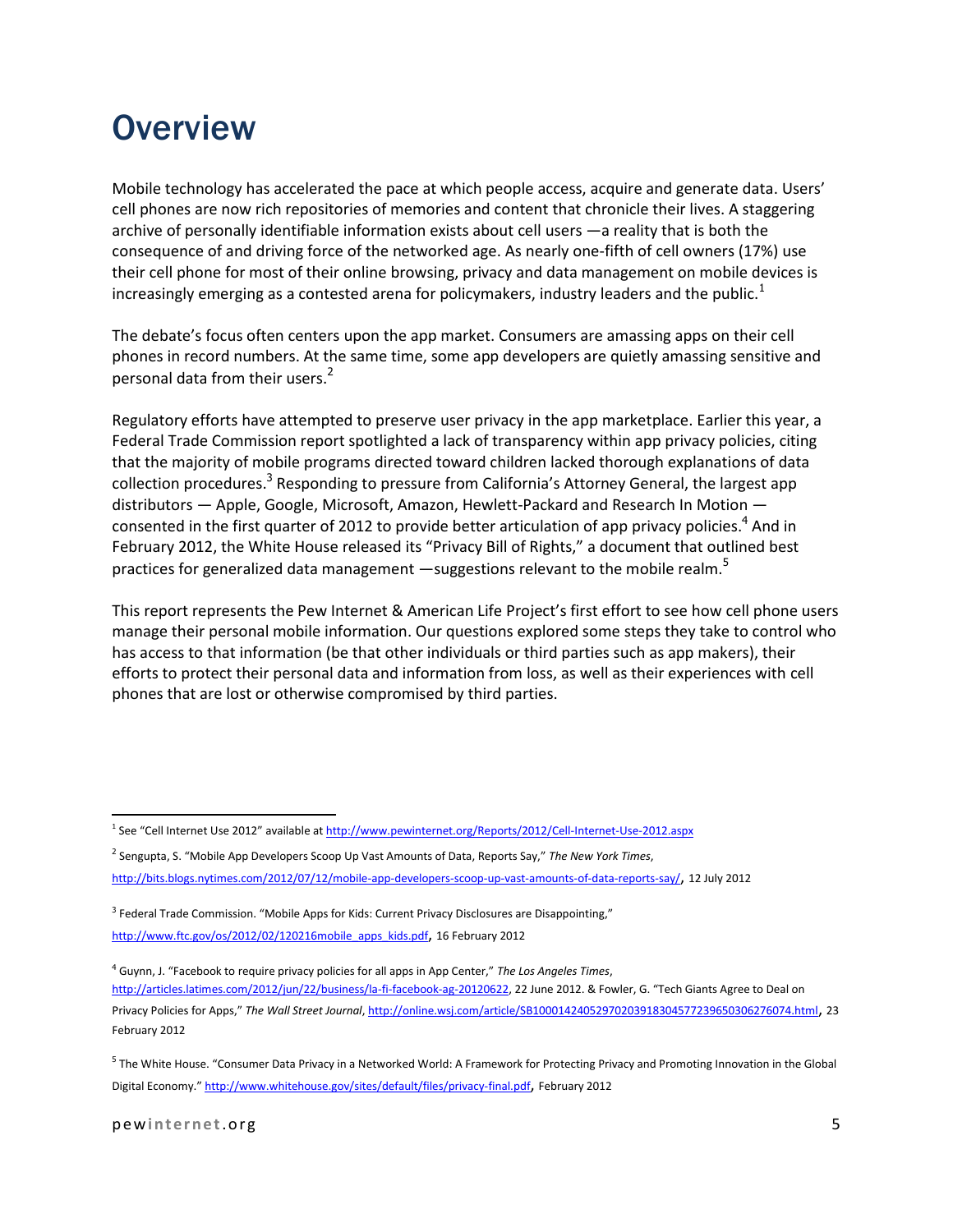# Overview

Mobile technology has accelerated the pace at which people access, acquire and generate data. Users' cell phones are now rich repositories of memories and content that chronicle their lives. A staggering archive of personally identifiable information exists about cell users —a reality that is both the consequence of and driving force of the networked age. As nearly one-fifth of cell owners (17%) use their cell phone for most of their online browsing, privacy and data management on mobile devices is increasingly emerging as a contested arena for policymakers, industry leaders and the public.[1]

The debate's focus often centers upon the app market. Consumers are amassing apps on their cell phones in record numbers. At the same time, some app developers are quietly amassing sensitive and personal data from their users.[2]

Regulatory efforts have attempted to preserve user privacy in the app marketplace. Earlier this year, a Federal Trade Commission report spotlighted a lack of transparency within app privacy policies, citing that the majority of mobile programs directed toward children lacked thorough explanations of data collection procedures.[3] Responding to pressure from California's Attorney General, the largest app distributors — Apple, Google, Microsoft, Amazon, Hewlett-Packard and Research In Motion — consented in the first quarter of 2012 to provide better articulation of app privacy policies.[4] And in February 2012, the White House released its "Privacy Bill of Rights," a document that outlined best practices for generalized data management —suggestions relevant to the mobile realm.[5]

This report represents the Pew Internet & American Life Project's first effort to see how cell phone users manage their personal mobile information. Our questions explored some steps they take to control who has access to that information (be that other individuals or third parties such as app makers), their efforts to protect their personal data and information from loss, as well as their experiences with cell phones that are lost or otherwise compromised by third parties.

---

[1] See "Cell Internet Use 2012" available at http://www.pewinternet.org/Reports/2012/Cell-Internet-Use-2012.aspx

[2] Sengupta, S. "Mobile App Developers Scoop Up Vast Amounts of Data, Reports Say," *The New York Times*, http://bits.blogs.nytimes.com/2012/07/12/mobile-app-developers-scoop-up-vast-amounts-of-data-reports-say/, 12 July 2012

[3] Federal Trade Commission. "Mobile Apps for Kids: Current Privacy Disclosures are Disappointing," http://www.ftc.gov/os/2012/02/120216mobile_apps_kids.pdf, 16 February 2012

[4] Guynn, J. "Facebook to require privacy policies for all apps in App Center," *The Los Angeles Times*, http://articles.latimes.com/2012/jun/22/business/la-fi-facebook-ag-20120622, 22 June 2012. & Fowler, G. "Tech Giants Agree to Deal on Privacy Policies for Apps," *The Wall Street Journal*, http://online.wsj.com/article/SB10001424052970203918304577239650306276074.html, 23 February 2012

[5] The White House. "Consumer Data Privacy in a Networked World: A Framework for Protecting Privacy and Promoting Innovation in the Global Digital Economy." http://www.whitehouse.gov/sites/default/files/privacy-final.pdf, February 2012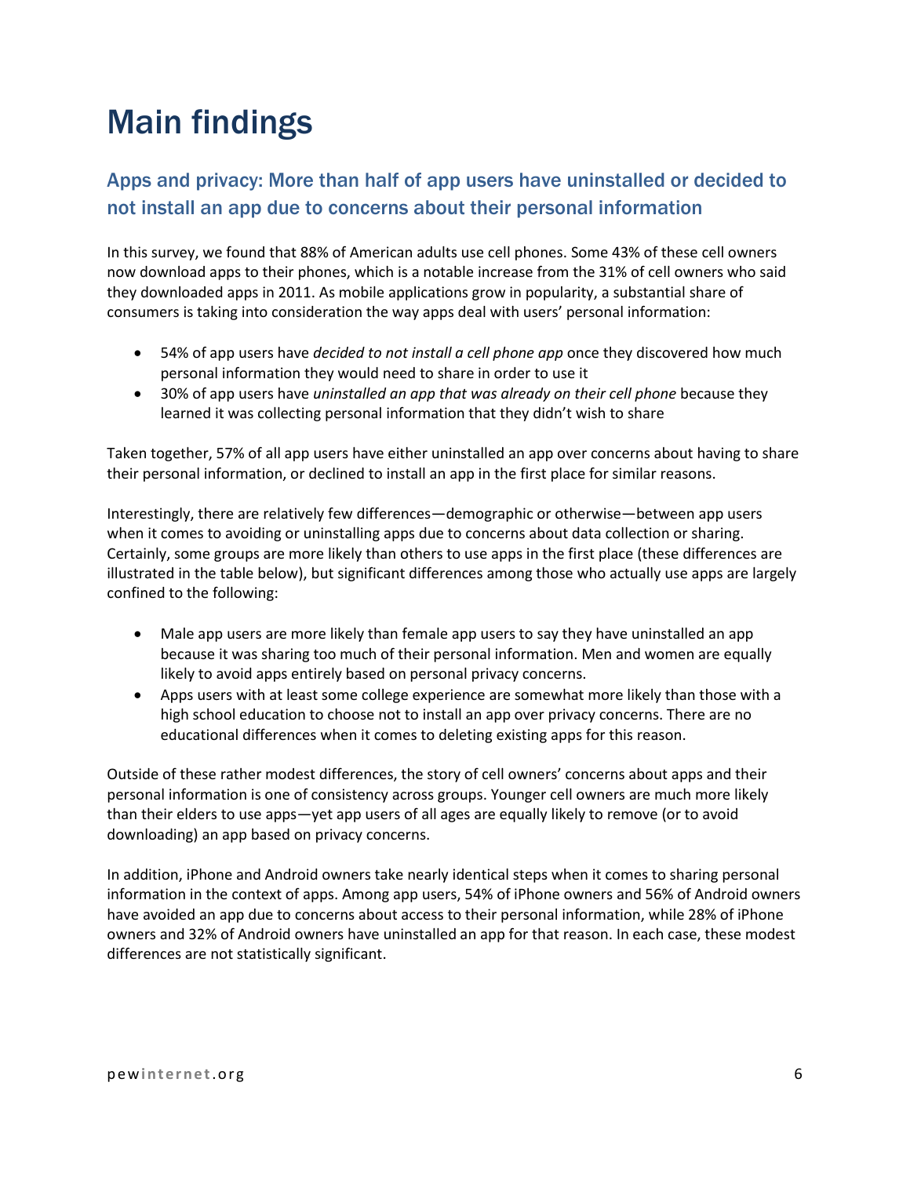# Main findings

## Apps and privacy: More than half of app users have uninstalled or decided to not install an app due to concerns about their personal information

In this survey, we found that 88% of American adults use cell phones. Some 43% of these cell owners now download apps to their phones, which is a notable increase from the 31% of cell owners who said they downloaded apps in 2011. As mobile applications grow in popularity, a substantial share of consumers is taking into consideration the way apps deal with users' personal information:

- 54% of app users have *decided to not install a cell phone app* once they discovered how much personal information they would need to share in order to use it
- 30% of app users have *uninstalled an app that was already on their cell phone* because they learned it was collecting personal information that they didn't wish to share

Taken together, 57% of all app users have either uninstalled an app over concerns about having to share their personal information, or declined to install an app in the first place for similar reasons.

Interestingly, there are relatively few differences—demographic or otherwise—between app users when it comes to avoiding or uninstalling apps due to concerns about data collection or sharing. Certainly, some groups are more likely than others to use apps in the first place (these differences are illustrated in the table below), but significant differences among those who actually use apps are largely confined to the following:

- Male app users are more likely than female app users to say they have uninstalled an app because it was sharing too much of their personal information. Men and women are equally likely to avoid apps entirely based on personal privacy concerns.
- Apps users with at least some college experience are somewhat more likely than those with a high school education to choose not to install an app over privacy concerns. There are no educational differences when it comes to deleting existing apps for this reason.

Outside of these rather modest differences, the story of cell owners' concerns about apps and their personal information is one of consistency across groups. Younger cell owners are much more likely than their elders to use apps—yet app users of all ages are equally likely to remove (or to avoid downloading) an app based on privacy concerns.

In addition, iPhone and Android owners take nearly identical steps when it comes to sharing personal information in the context of apps. Among app users, 54% of iPhone owners and 56% of Android owners have avoided an app due to concerns about access to their personal information, while 28% of iPhone owners and 32% of Android owners have uninstalled an app for that reason. In each case, these modest differences are not statistically significant.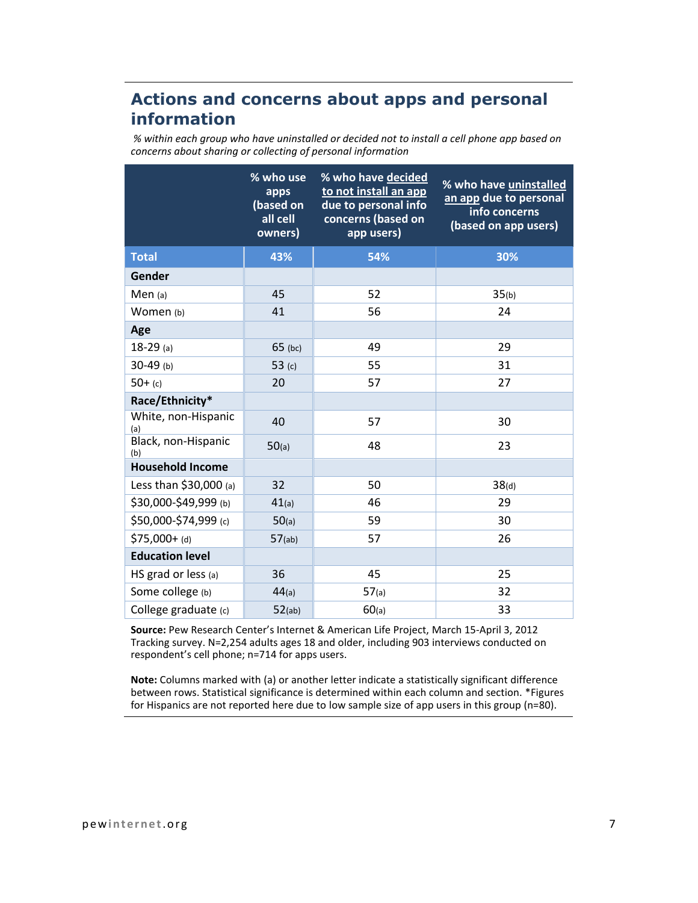## Actions and concerns about apps and personal information

*% within each group who have uninstalled or decided not to install a cell phone app based on concerns about sharing or collecting of personal information*

| | % who use apps (based on all cell owners) | % who have decided to not install an app due to personal info concerns (based on app users) | % who have uninstalled an app due to personal info concerns (based on app users) |
|---|---|---|---|
| **Total** | **43%** | **54%** | **30%** |
| **Gender** | | | |
| Men (a) | 45 | 52 | 35(b) |
| Women (b) | 41 | 56 | 24 |
| **Age** | | | |
| 18-29 (a) | 65 (bc) | 49 | 29 |
| 30-49 (b) | 53 (c) | 55 | 31 |
| 50+ (c) | 20 | 57 | 27 |
| **Race/Ethnicity*** | | | |
| White, non-Hispanic (a) | 40 | 57 | 30 |
| Black, non-Hispanic (b) | 50(a) | 48 | 23 |
| **Household Income** | | | |
| Less than $30,000 (a) | 32 | 50 | 38(d) |
| $30,000-$49,999 (b) | 41(a) | 46 | 29 |
| $50,000-$74,999 (c) | 50(a) | 59 | 30 |
| $75,000+ (d) | 57(ab) | 57 | 26 |
| **Education level** | | | |
| HS grad or less (a) | 36 | 45 | 25 |
| Some college (b) | 44(a) | 57(a) | 32 |
| College graduate (c) | 52(ab) | 60(a) | 33 |

**Source:** Pew Research Center's Internet & American Life Project, March 15-April 3, 2012 Tracking survey. N=2,254 adults ages 18 and older, including 903 interviews conducted on respondent's cell phone; n=714 for apps users.

**Note:** Columns marked with (a) or another letter indicate a statistically significant difference between rows. Statistical significance is determined within each column and section. *Figures for Hispanics are not reported here due to low sample size of app users in this group (n=80).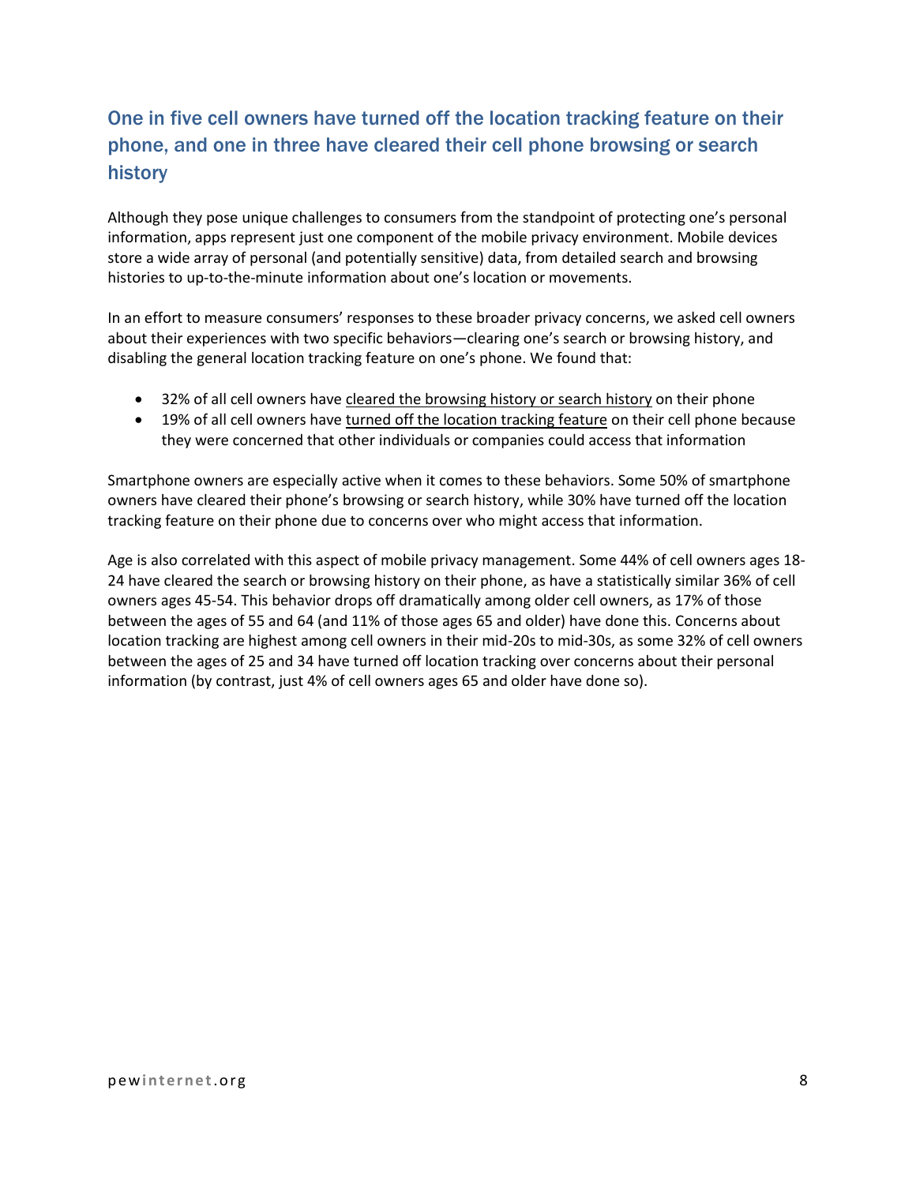## One in five cell owners have turned off the location tracking feature on their phone, and one in three have cleared their cell phone browsing or search history

Although they pose unique challenges to consumers from the standpoint of protecting one's personal information, apps represent just one component of the mobile privacy environment. Mobile devices store a wide array of personal (and potentially sensitive) data, from detailed search and browsing histories to up-to-the-minute information about one's location or movements.

In an effort to measure consumers' responses to these broader privacy concerns, we asked cell owners about their experiences with two specific behaviors—clearing one's search or browsing history, and disabling the general location tracking feature on one's phone. We found that:

- 32% of all cell owners have <u>cleared the browsing history or search history</u> on their phone
- 19% of all cell owners have <u>turned off the location tracking feature</u> on their cell phone because they were concerned that other individuals or companies could access that information

Smartphone owners are especially active when it comes to these behaviors. Some 50% of smartphone owners have cleared their phone's browsing or search history, while 30% have turned off the location tracking feature on their phone due to concerns over who might access that information.

Age is also correlated with this aspect of mobile privacy management. Some 44% of cell owners ages 18-24 have cleared the search or browsing history on their phone, as have a statistically similar 36% of cell owners ages 45-54. This behavior drops off dramatically among older cell owners, as 17% of those between the ages of 55 and 64 (and 11% of those ages 65 and older) have done this. Concerns about location tracking are highest among cell owners in their mid-20s to mid-30s, as some 32% of cell owners between the ages of 25 and 34 have turned off location tracking over concerns about their personal information (by contrast, just 4% of cell owners ages 65 and older have done so).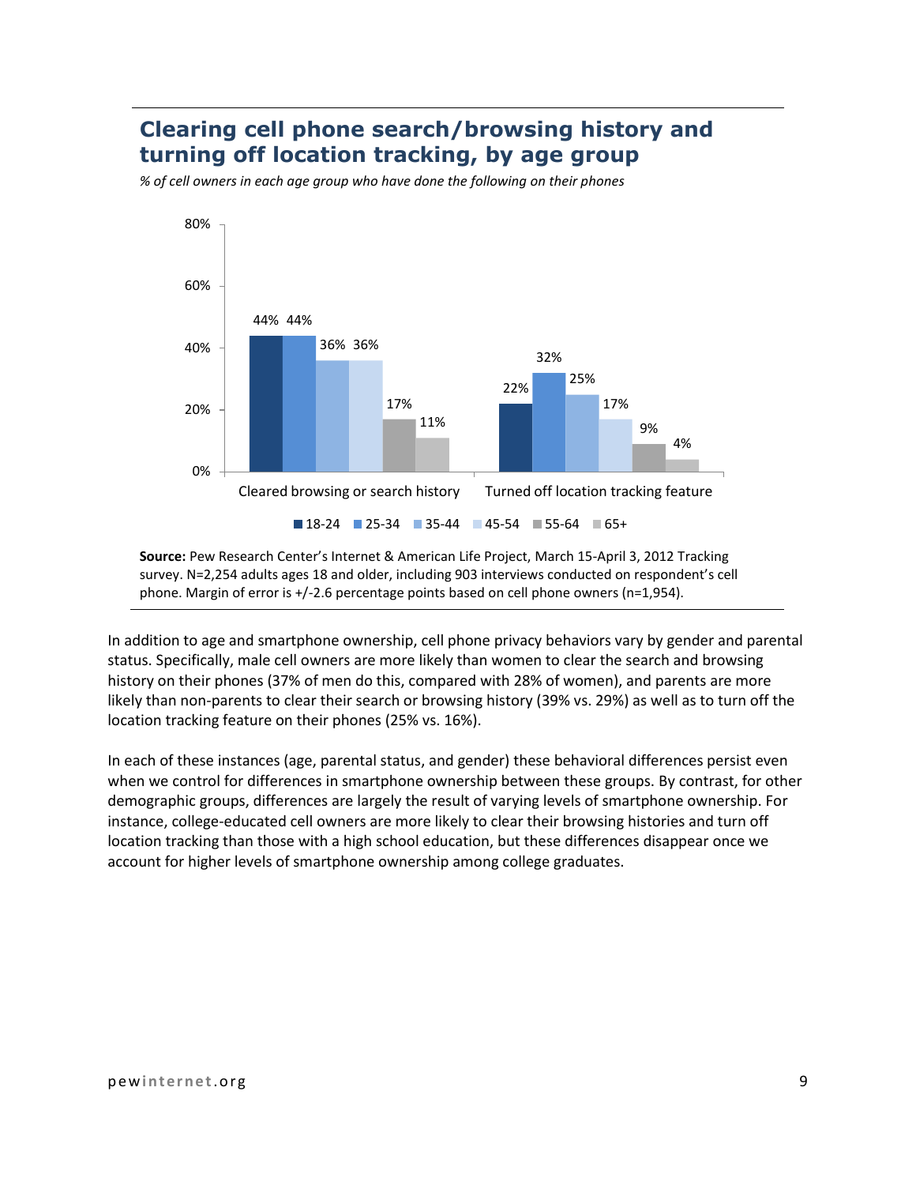## Clearing cell phone search/browsing history and turning off location tracking, by age group

*% of cell owners in each age group who have done the following on their phones*

| | 18-24 | 25-34 | 35-44 | 45-54 | 55-64 | 65+ |
|---|---|---|---|---|---|---|
| Cleared browsing or search history | 44% | 44% | 36% | 36% | 17% | 11% |
| Turned off location tracking feature | 22% | 32% | 25% | 17% | 9% | 4% |

**Source:** Pew Research Center's Internet & American Life Project, March 15-April 3, 2012 Tracking survey. N=2,254 adults ages 18 and older, including 903 interviews conducted on respondent's cell phone. Margin of error is +/-2.6 percentage points based on cell phone owners (n=1,954).

In addition to age and smartphone ownership, cell phone privacy behaviors vary by gender and parental status. Specifically, male cell owners are more likely than women to clear the search and browsing history on their phones (37% of men do this, compared with 28% of women), and parents are more likely than non-parents to clear their search or browsing history (39% vs. 29%) as well as to turn off the location tracking feature on their phones (25% vs. 16%).

In each of these instances (age, parental status, and gender) these behavioral differences persist even when we control for differences in smartphone ownership between these groups. By contrast, for other demographic groups, differences are largely the result of varying levels of smartphone ownership. For instance, college-educated cell owners are more likely to clear their browsing histories and turn off location tracking than those with a high school education, but these differences disappear once we account for higher levels of smartphone ownership among college graduates.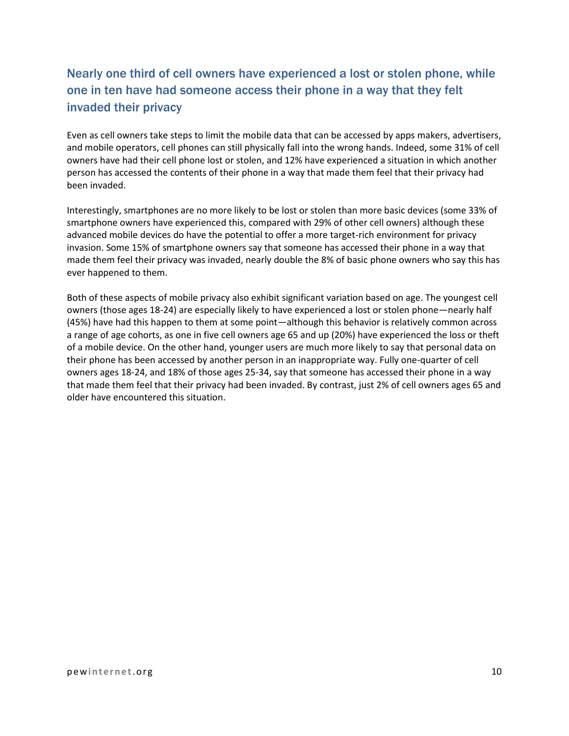## Nearly one third of cell owners have experienced a lost or stolen phone, while one in ten have had someone access their phone in a way that they felt invaded their privacy

Even as cell owners take steps to limit the mobile data that can be accessed by apps makers, advertisers, and mobile operators, cell phones can still physically fall into the wrong hands. Indeed, some 31% of cell owners have had their cell phone lost or stolen, and 12% have experienced a situation in which another person has accessed the contents of their phone in a way that made them feel that their privacy had been invaded.

Interestingly, smartphones are no more likely to be lost or stolen than more basic devices (some 33% of smartphone owners have experienced this, compared with 29% of other cell owners) although these advanced mobile devices do have the potential to offer a more target-rich environment for privacy invasion. Some 15% of smartphone owners say that someone has accessed their phone in a way that made them feel their privacy was invaded, nearly double the 8% of basic phone owners who say this has ever happened to them.

Both of these aspects of mobile privacy also exhibit significant variation based on age. The youngest cell owners (those ages 18-24) are especially likely to have experienced a lost or stolen phone—nearly half (45%) have had this happen to them at some point—although this behavior is relatively common across a range of age cohorts, as one in five cell owners age 65 and up (20%) have experienced the loss or theft of a mobile device. On the other hand, younger users are much more likely to say that personal data on their phone has been accessed by another person in an inappropriate way. Fully one-quarter of cell owners ages 18-24, and 18% of those ages 25-34, say that someone has accessed their phone in a way that made them feel that their privacy had been invaded. By contrast, just 2% of cell owners ages 65 and older have encountered this situation.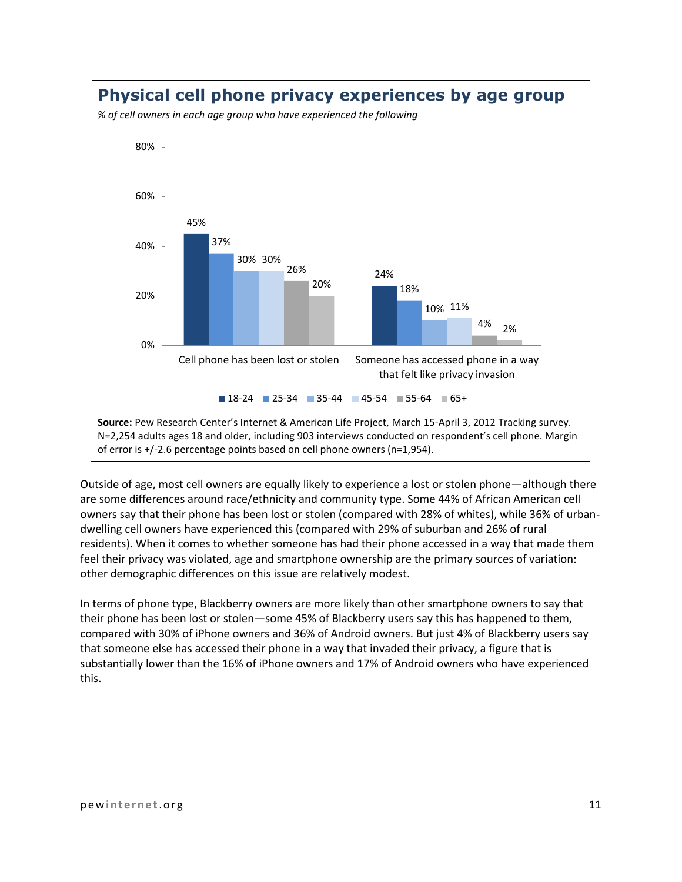## Physical cell phone privacy experiences by age group

*% of cell owners in each age group who have experienced the following*

| | 18-24 | 25-34 | 35-44 | 45-54 | 55-64 | 65+ |
|---|---|---|---|---|---|---|
| Cell phone has been lost or stolen | 45% | 37% | 30% | 30% | 26% | 20% |
| Someone has accessed phone in a way that felt like privacy invasion | 24% | 18% | 10% | 11% | 4% | 2% |

**Source:** Pew Research Center's Internet & American Life Project, March 15-April 3, 2012 Tracking survey. N=2,254 adults ages 18 and older, including 903 interviews conducted on respondent's cell phone. Margin of error is +/-2.6 percentage points based on cell phone owners (n=1,954).

Outside of age, most cell owners are equally likely to experience a lost or stolen phone—although there are some differences around race/ethnicity and community type. Some 44% of African American cell owners say that their phone has been lost or stolen (compared with 28% of whites), while 36% of urban-dwelling cell owners have experienced this (compared with 29% of suburban and 26% of rural residents). When it comes to whether someone has had their phone accessed in a way that made them feel their privacy was violated, age and smartphone ownership are the primary sources of variation: other demographic differences on this issue are relatively modest.

In terms of phone type, Blackberry owners are more likely than other smartphone owners to say that their phone has been lost or stolen—some 45% of Blackberry users say this has happened to them, compared with 30% of iPhone owners and 36% of Android owners. But just 4% of Blackberry users say that someone else has accessed their phone in a way that invaded their privacy, a figure that is substantially lower than the 16% of iPhone owners and 17% of Android owners who have experienced this.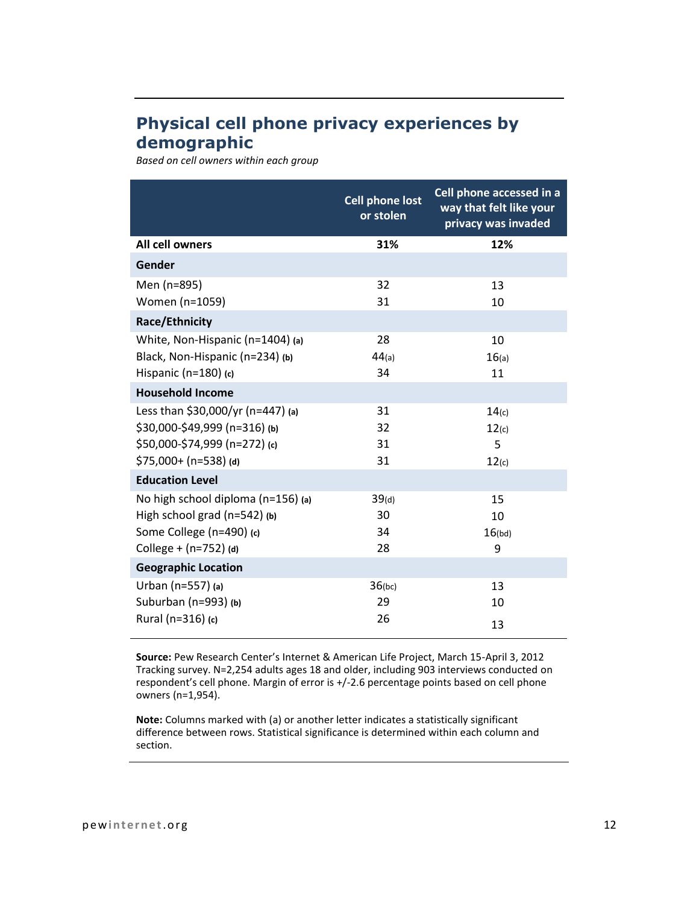## Physical cell phone privacy experiences by demographic

*Based on cell owners within each group*

| | Cell phone lost or stolen | Cell phone accessed in a way that felt like your privacy was invaded |
|---|---|---|
| **All cell owners** | **31%** | **12%** |
| **Gender** | | |
| Men (n=895) | 32 | 13 |
| Women (n=1059) | 31 | 10 |
| **Race/Ethnicity** | | |
| White, Non-Hispanic (n=1404) **(a)** | 28 | 10 |
| Black, Non-Hispanic (n=234) **(b)** | 44(a) | 16(a) |
| Hispanic (n=180) **(c)** | 34 | 11 |
| **Household Income** | | |
| Less than $30,000/yr (n=447) **(a)** | 31 | 14(c) |
| $30,000-$49,999 (n=316) **(b)** | 32 | 12(c) |
| $50,000-$74,999 (n=272) **(c)** | 31 | 5 |
| $75,000+ (n=538) **(d)** | 31 | 12(c) |
| **Education Level** | | |
| No high school diploma (n=156) **(a)** | 39(d) | 15 |
| High school grad (n=542) **(b)** | 30 | 10 |
| Some College (n=490) **(c)** | 34 | 16(bd) |
| College + (n=752) **(d)** | 28 | 9 |
| **Geographic Location** | | |
| Urban (n=557) **(a)** | 36(bc) | 13 |
| Suburban (n=993) **(b)** | 29 | 10 |
| Rural (n=316) **(c)** | 26 | 13 |

**Source:** Pew Research Center's Internet & American Life Project, March 15-April 3, 2012 Tracking survey. N=2,254 adults ages 18 and older, including 903 interviews conducted on respondent's cell phone. Margin of error is +/-2.6 percentage points based on cell phone owners (n=1,954).

**Note:** Columns marked with (a) or another letter indicates a statistically significant difference between rows. Statistical significance is determined within each column and section.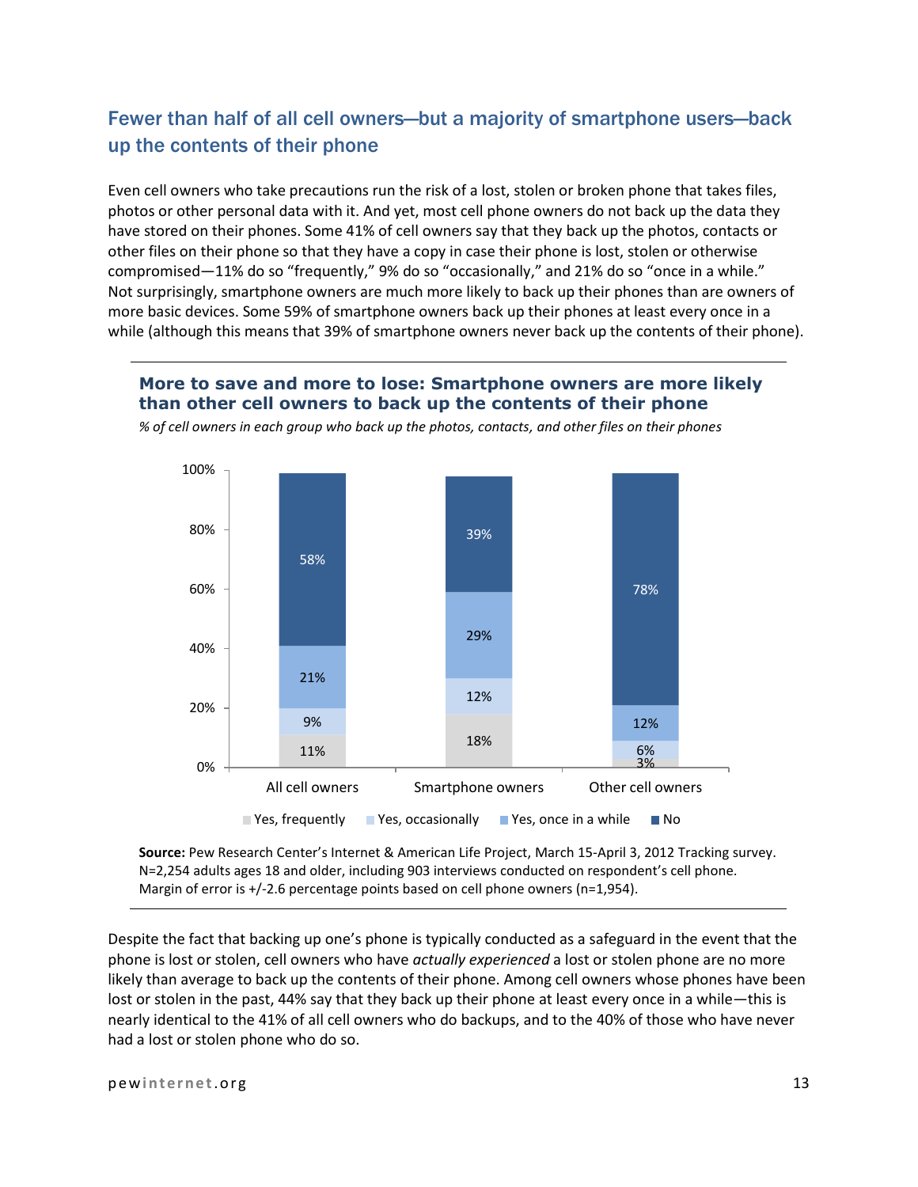## Fewer than half of all cell owners—but a majority of smartphone users—back up the contents of their phone

Even cell owners who take precautions run the risk of a lost, stolen or broken phone that takes files, photos or other personal data with it. And yet, most cell phone owners do not back up the data they have stored on their phones. Some 41% of cell owners say that they back up the photos, contacts or other files on their phone so that they have a copy in case their phone is lost, stolen or otherwise compromised—11% do so "frequently," 9% do so "occasionally," and 21% do so "once in a while." Not surprisingly, smartphone owners are much more likely to back up their phones than are owners of more basic devices. Some 59% of smartphone owners back up their phones at least every once in a while (although this means that 39% of smartphone owners never back up the contents of their phone).

**More to save and more to lose: Smartphone owners are more likely than other cell owners to back up the contents of their phone**

*% of cell owners in each group who back up the photos, contacts, and other files on their phones*

| | All cell owners | Smartphone owners | Other cell owners |
|---|---|---|---|
| Yes, frequently | 11% | 18% | 3% |
| Yes, occasionally | 9% | 12% | 6% |
| Yes, once in a while | 21% | 29% | 12% |
| No | 58% | 39% | 78% |

**Source:** Pew Research Center's Internet & American Life Project, March 15-April 3, 2012 Tracking survey. N=2,254 adults ages 18 and older, including 903 interviews conducted on respondent's cell phone. Margin of error is +/-2.6 percentage points based on cell phone owners (n=1,954).

Despite the fact that backing up one's phone is typically conducted as a safeguard in the event that the phone is lost or stolen, cell owners who have *actually experienced* a lost or stolen phone are no more likely than average to back up the contents of their phone. Among cell owners whose phones have been lost or stolen in the past, 44% say that they back up their phone at least every once in a while—this is nearly identical to the 41% of all cell owners who do backups, and to the 40% of those who have never had a lost or stolen phone who do so.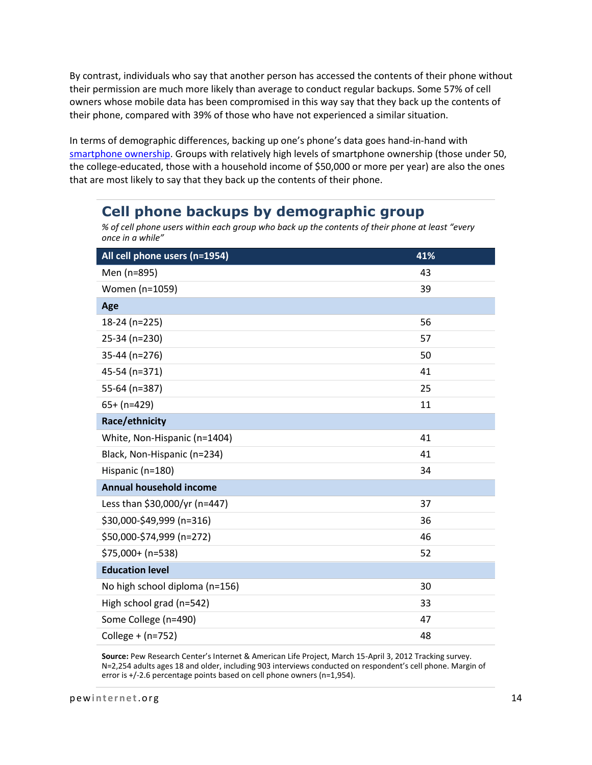By contrast, individuals who say that another person has accessed the contents of their phone without their permission are much more likely than average to conduct regular backups. Some 57% of cell owners whose mobile data has been compromised in this way say that they back up the contents of their phone, compared with 39% of those who have not experienced a similar situation.

In terms of demographic differences, backing up one's phone's data goes hand-in-hand with smartphone ownership. Groups with relatively high levels of smartphone ownership (those under 50, the college-educated, those with a household income of $50,000 or more per year) are also the ones that are most likely to say that they back up the contents of their phone.

## Cell phone backups by demographic group

*% of cell phone users within each group who back up the contents of their phone at least "every once in a while"*

| All cell phone users (n=1954) | 41% |
|---|---|
| Men (n=895) | 43 |
| Women (n=1059) | 39 |
| **Age** | |
| 18-24 (n=225) | 56 |
| 25-34 (n=230) | 57 |
| 35-44 (n=276) | 50 |
| 45-54 (n=371) | 41 |
| 55-64 (n=387) | 25 |
| 65+ (n=429) | 11 |
| **Race/ethnicity** | |
| White, Non-Hispanic (n=1404) | 41 |
| Black, Non-Hispanic (n=234) | 41 |
| Hispanic (n=180) | 34 |
| **Annual household income** | |
| Less than $30,000/yr (n=447) | 37 |
| $30,000-$49,999 (n=316) | 36 |
| $50,000-$74,999 (n=272) | 46 |
| $75,000+ (n=538) | 52 |
| **Education level** | |
| No high school diploma (n=156) | 30 |
| High school grad (n=542) | 33 |
| Some College (n=490) | 47 |
| College + (n=752) | 48 |

**Source:** Pew Research Center's Internet & American Life Project, March 15-April 3, 2012 Tracking survey. N=2,254 adults ages 18 and older, including 903 interviews conducted on respondent's cell phone. Margin of error is +/-2.6 percentage points based on cell phone owners (n=1,954).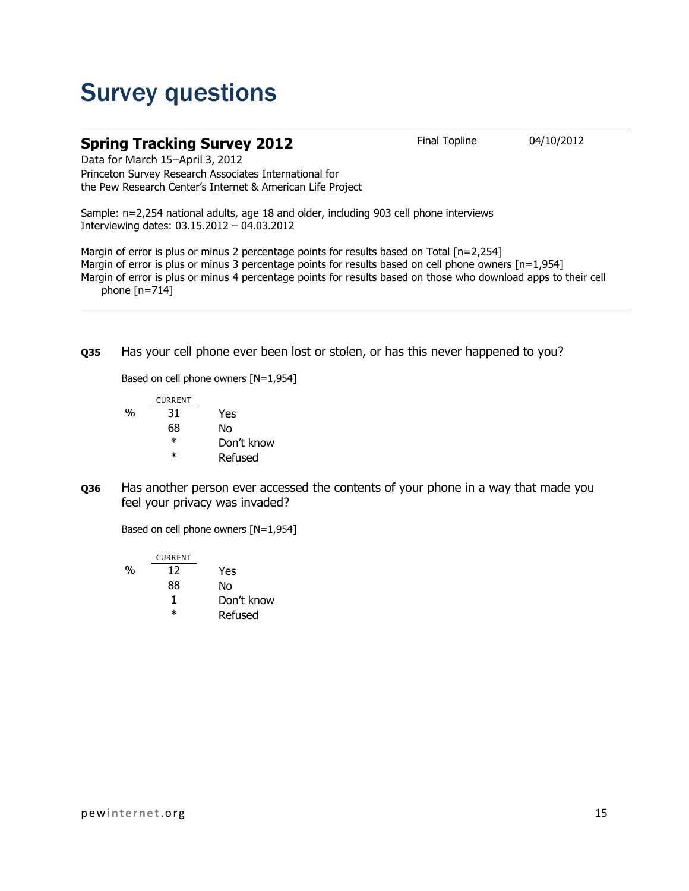# Survey questions

## Spring Tracking Survey 2012

Final Topline 04/10/2012

Data for March 15–April 3, 2012
Princeton Survey Research Associates International for
the Pew Research Center's Internet & American Life Project

Sample: n=2,254 national adults, age 18 and older, including 903 cell phone interviews
Interviewing dates: 03.15.2012 – 04.03.2012

Margin of error is plus or minus 2 percentage points for results based on Total [n=2,254]
Margin of error is plus or minus 3 percentage points for results based on cell phone owners [n=1,954]
Margin of error is plus or minus 4 percentage points for results based on those who download apps to their cell phone [n=714]

---

**Q35** Has your cell phone ever been lost or stolen, or has this never happened to you?

Based on cell phone owners [N=1,954]

| | CURRENT | |
|---|---|---|
| % | 31 | Yes |
| | 68 | No |
| | * | Don't know |
| | * | Refused |

**Q36** Has another person ever accessed the contents of your phone in a way that made you feel your privacy was invaded?

Based on cell phone owners [N=1,954]

| | CURRENT | |
|---|---|---|
| % | 12 | Yes |
| | 88 | No |
| | 1 | Don't know |
| | * | Refused |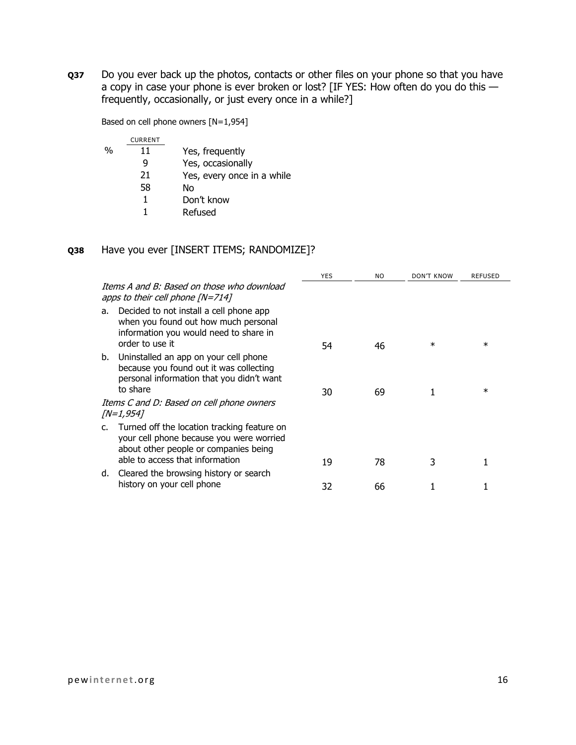**Q37** Do you ever back up the photos, contacts or other files on your phone so that you have a copy in case your phone is ever broken or lost? [IF YES: How often do you do this — frequently, occasionally, or just every once in a while?]

Based on cell phone owners [N=1,954]

| | CURRENT | |
|---|---|---|
| % | 11 | Yes, frequently |
| | 9 | Yes, occasionally |
| | 21 | Yes, every once in a while |
| | 58 | No |
| | 1 | Don't know |
| | 1 | Refused |

**Q38** Have you ever [INSERT ITEMS; RANDOMIZE]?

| | YES | NO | DON'T KNOW | REFUSED |
|---|---|---|---|---|
| *Items A and B: Based on those who download apps to their cell phone [N=714]* | | | | |
| a. Decided to not install a cell phone app when you found out how much personal information you would need to share in order to use it | 54 | 46 | * | * |
| b. Uninstalled an app on your cell phone because you found out it was collecting personal information that you didn't want to share | 30 | 69 | 1 | * |
| *Items C and D: Based on cell phone owners [N=1,954]* | | | | |
| c. Turned off the location tracking feature on your cell phone because you were worried about other people or companies being able to access that information | 19 | 78 | 3 | 1 |
| d. Cleared the browsing history or search history on your cell phone | 32 | 66 | 1 | 1 |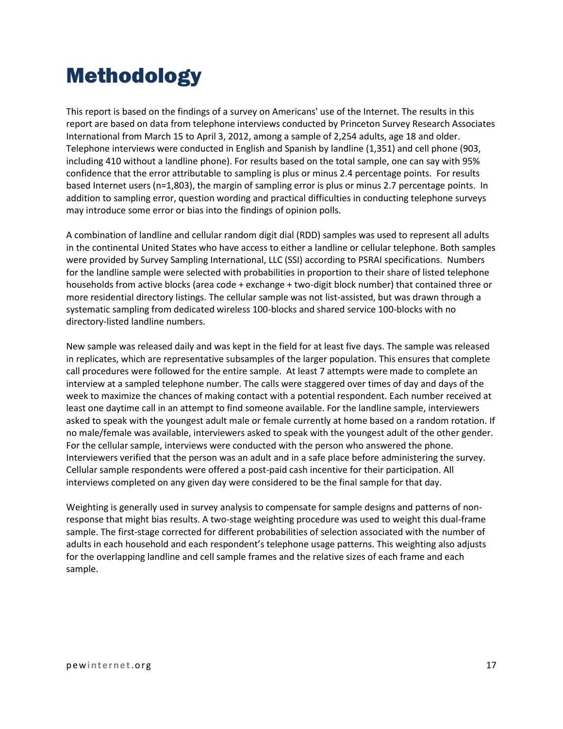# Methodology

This report is based on the findings of a survey on Americans' use of the Internet. The results in this report are based on data from telephone interviews conducted by Princeton Survey Research Associates International from March 15 to April 3, 2012, among a sample of 2,254 adults, age 18 and older. Telephone interviews were conducted in English and Spanish by landline (1,351) and cell phone (903, including 410 without a landline phone). For results based on the total sample, one can say with 95% confidence that the error attributable to sampling is plus or minus 2.4 percentage points. For results based Internet users (n=1,803), the margin of sampling error is plus or minus 2.7 percentage points. In addition to sampling error, question wording and practical difficulties in conducting telephone surveys may introduce some error or bias into the findings of opinion polls.

A combination of landline and cellular random digit dial (RDD) samples was used to represent all adults in the continental United States who have access to either a landline or cellular telephone. Both samples were provided by Survey Sampling International, LLC (SSI) according to PSRAI specifications. Numbers for the landline sample were selected with probabilities in proportion to their share of listed telephone households from active blocks (area code + exchange + two-digit block number) that contained three or more residential directory listings. The cellular sample was not list-assisted, but was drawn through a systematic sampling from dedicated wireless 100-blocks and shared service 100-blocks with no directory-listed landline numbers.

New sample was released daily and was kept in the field for at least five days. The sample was released in replicates, which are representative subsamples of the larger population. This ensures that complete call procedures were followed for the entire sample. At least 7 attempts were made to complete an interview at a sampled telephone number. The calls were staggered over times of day and days of the week to maximize the chances of making contact with a potential respondent. Each number received at least one daytime call in an attempt to find someone available. For the landline sample, interviewers asked to speak with the youngest adult male or female currently at home based on a random rotation. If no male/female was available, interviewers asked to speak with the youngest adult of the other gender. For the cellular sample, interviews were conducted with the person who answered the phone. Interviewers verified that the person was an adult and in a safe place before administering the survey. Cellular sample respondents were offered a post-paid cash incentive for their participation. All interviews completed on any given day were considered to be the final sample for that day.

Weighting is generally used in survey analysis to compensate for sample designs and patterns of non-response that might bias results. A two-stage weighting procedure was used to weight this dual-frame sample. The first-stage corrected for different probabilities of selection associated with the number of adults in each household and each respondent's telephone usage patterns. This weighting also adjusts for the overlapping landline and cell sample frames and the relative sizes of each frame and each sample.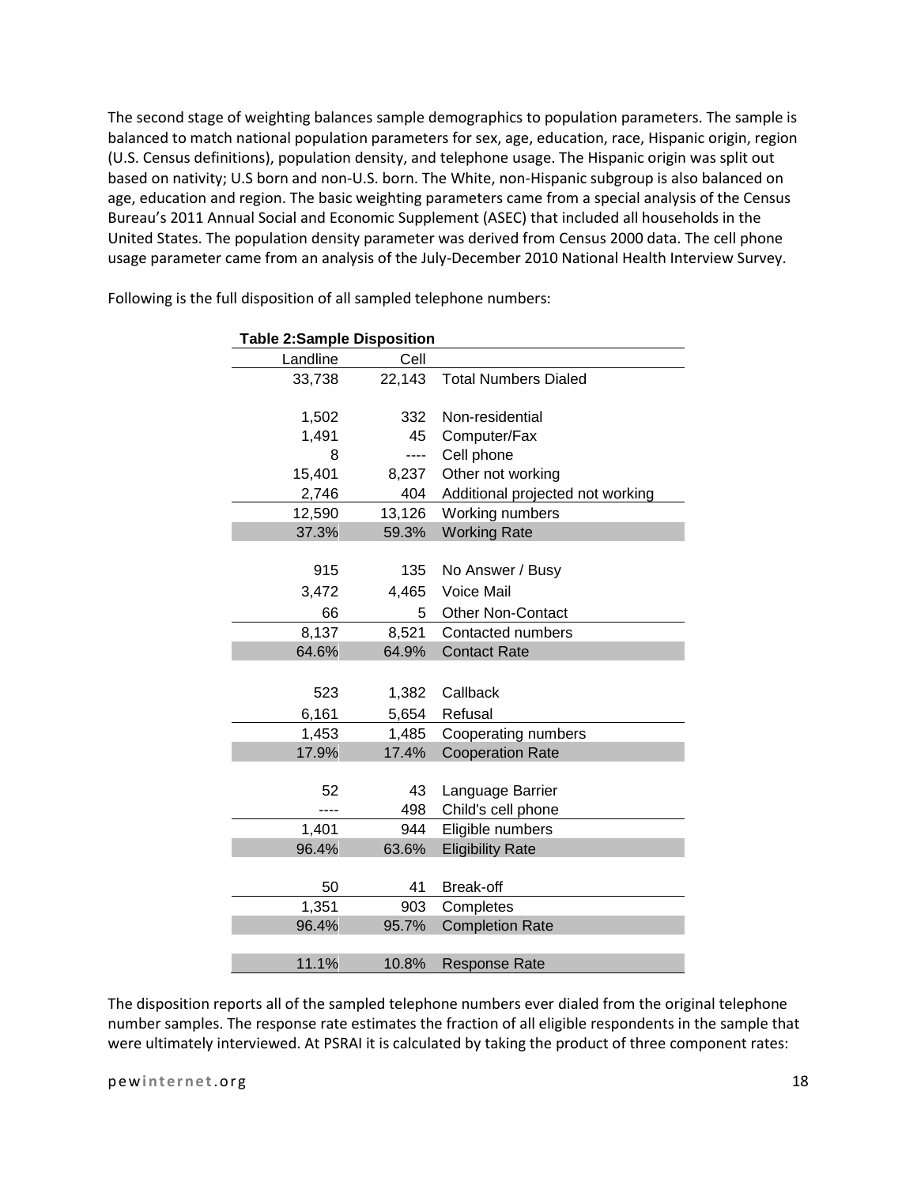The second stage of weighting balances sample demographics to population parameters. The sample is balanced to match national population parameters for sex, age, education, race, Hispanic origin, region (U.S. Census definitions), population density, and telephone usage. The Hispanic origin was split out based on nativity; U.S born and non-U.S. born. The White, non-Hispanic subgroup is also balanced on age, education and region. The basic weighting parameters came from a special analysis of the Census Bureau's 2011 Annual Social and Economic Supplement (ASEC) that included all households in the United States. The population density parameter was derived from Census 2000 data. The cell phone usage parameter came from an analysis of the July-December 2010 National Health Interview Survey.

Following is the full disposition of all sampled telephone numbers:

**Table 2:Sample Disposition**

| Landline | Cell | |
|---|---|---|
| 33,738 | 22,143 | Total Numbers Dialed |
| | | |
| 1,502 | 332 | Non-residential |
| 1,491 | 45 | Computer/Fax |
| 8 | ---- | Cell phone |
| 15,401 | 8,237 | Other not working |
| 2,746 | 404 | Additional projected not working |
| 12,590 | 13,126 | Working numbers |
| 37.3% | 59.3% | Working Rate |
| | | |
| 915 | 135 | No Answer / Busy |
| 3,472 | 4,465 | Voice Mail |
| 66 | 5 | Other Non-Contact |
| 8,137 | 8,521 | Contacted numbers |
| 64.6% | 64.9% | Contact Rate |
| | | |
| 523 | 1,382 | Callback |
| 6,161 | 5,654 | Refusal |
| 1,453 | 1,485 | Cooperating numbers |
| 17.9% | 17.4% | Cooperation Rate |
| | | |
| 52 | 43 | Language Barrier |
| ---- | 498 | Child's cell phone |
| 1,401 | 944 | Eligible numbers |
| 96.4% | 63.6% | Eligibility Rate |
| | | |
| 50 | 41 | Break-off |
| 1,351 | 903 | Completes |
| 96.4% | 95.7% | Completion Rate |
| | | |
| 11.1% | 10.8% | Response Rate |

The disposition reports all of the sampled telephone numbers ever dialed from the original telephone number samples. The response rate estimates the fraction of all eligible respondents in the sample that were ultimately interviewed. At PSRAI it is calculated by taking the product of three component rates: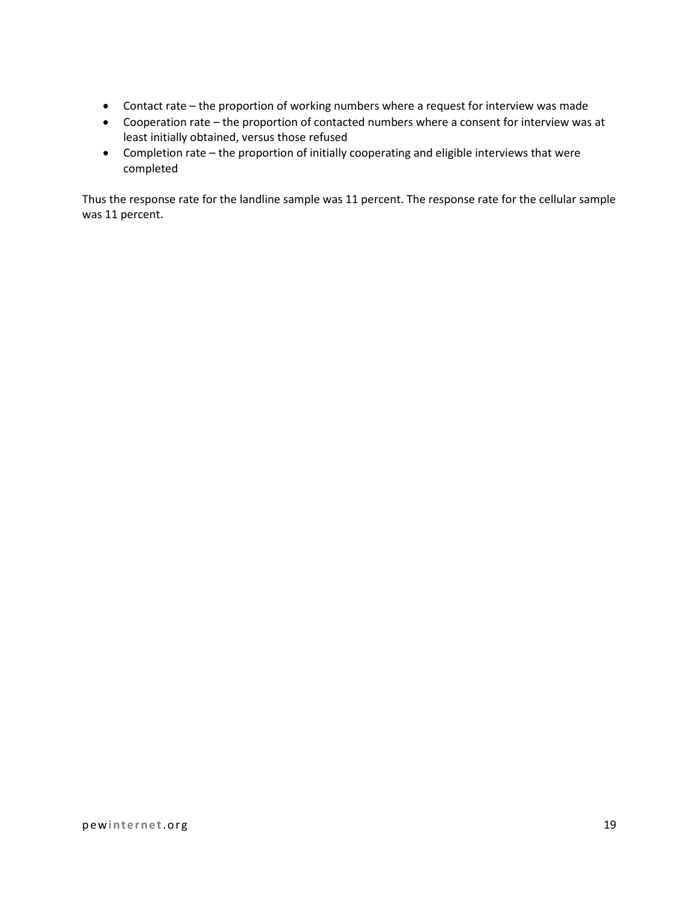- Contact rate – the proportion of working numbers where a request for interview was made
- Cooperation rate – the proportion of contacted numbers where a consent for interview was at least initially obtained, versus those refused
- Completion rate – the proportion of initially cooperating and eligible interviews that were completed

Thus the response rate for the landline sample was 11 percent. The response rate for the cellular sample was 11 percent.